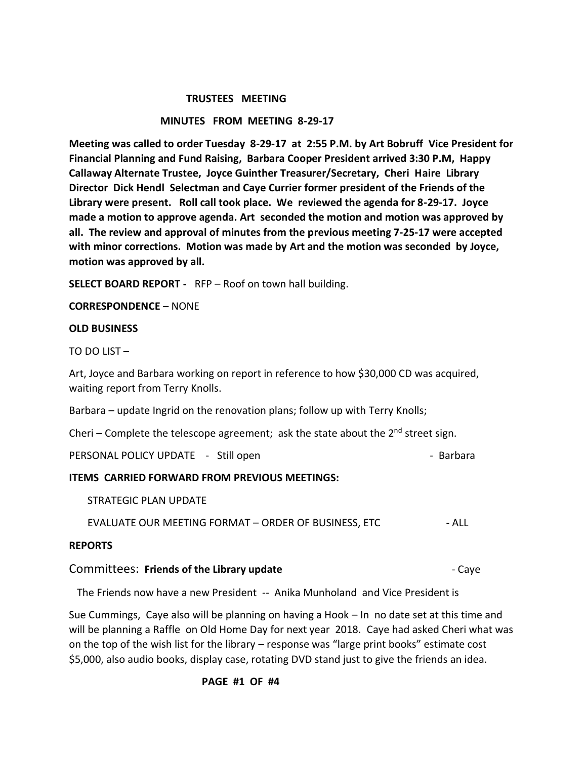**TRUSTEES MEETING**

**MINUTES FROM MEETING 8-29-17**

**Meeting was called to order Tuesday 8-29-17 at 2:55 P.M. by Art Bobruff Vice President for Financial Planning and Fund Raising, Barbara Cooper President arrived 3:30 P.M, Happy Callaway Alternate Trustee, Joyce Guinther Treasurer/Secretary, Cheri Haire Library Director Dick Hendl Selectman and Caye Currier former president of the Friends of the Library were present. Roll call took place. We reviewed the agenda for 8-29-17. Joyce made a motion to approve agenda. Art seconded the motion and motion was approved by all. The review and approval of minutes from the previous meeting 7-25-17 were accepted with minor corrections. Motion was made by Art and the motion was seconded by Joyce, motion was approved by all.**

**SELECT BOARD REPORT -** RFP – Roof on town hall building.

**CORRESPONDENCE** – NONE

**OLD BUSINESS**

TO DO LIST –

Art, Joyce and Barbara working on report in reference to how $30,000 CD was acquired, waiting report from Terry Knolls.

Barbara – update Ingrid on the renovation plans; follow up with Terry Knolls;

Cheri – Complete the telescope agreement; ask the state about the 2nd street sign.

PERSONAL POLICY UPDATE - Still open - Barbara

**ITEMS CARRIED FORWARD FROM PREVIOUS MEETINGS:**

STRATEGIC PLAN UPDATE

EVALUATE OUR MEETING FORMAT – ORDER OF BUSINESS, ETC - ALL

**REPORTS**

Committees: **Friends of the Library update** - Caye

The Friends now have a new President -- Anika Munholand and Vice President is

Sue Cummings, Caye also will be planning on having a Hook – In no date set at this time and will be planning a Raffle on Old Home Day for next year 2018. Caye had asked Cheri what was on the top of the wish list for the library – response was "large print books" estimate cost $5,000, also audio books, display case, rotating DVD stand just to give the friends an idea.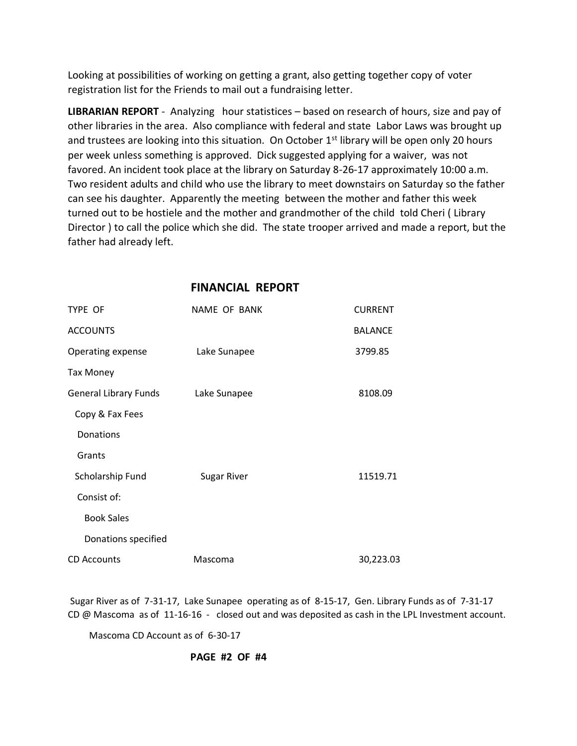Looking at possibilities of working on getting a grant, also getting together copy of voter registration list for the Friends to mail out a fundraising letter.

**LIBRARIAN REPORT** - Analyzing hour statistices – based on research of hours, size and pay of other libraries in the area. Also compliance with federal and state Labor Laws was brought up and trustees are looking into this situation. On October 1st library will be open only 20 hours per week unless something is approved. Dick suggested applying for a waiver, was not favored. An incident took place at the library on Saturday 8-26-17 approximately 10:00 a.m. Two resident adults and child who use the library to meet downstairs on Saturday so the father can see his daughter. Apparently the meeting between the mother and father this week turned out to be hostiele and the mother and grandmother of the child told Cheri ( Library Director ) to call the police which she did. The state trooper arrived and made a report, but the father had already left.

## FINANCIAL REPORT

| TYPE OF ACCOUNTS | NAME OF BANK | CURRENT BALANCE |
|---|---|---|
| Operating expense | Lake Sunapee | 3799.85 |
| Tax Money | | |
| General Library Funds | Lake Sunapee | 8108.09 |
| Copy & Fax Fees | | |
| Donations | | |
| Grants | | |
| Scholarship Fund | Sugar River | 11519.71 |
| Consist of: | | |
| Book Sales | | |
| Donations specified | | |
| CD Accounts | Mascoma | 30,223.03 |

Sugar River as of 7-31-17, Lake Sunapee operating as of 8-15-17, Gen. Library Funds as of 7-31-17 CD @ Mascoma as of 11-16-16 - closed out and was deposited as cash in the LPL Investment account.

Mascoma CD Account as of 6-30-17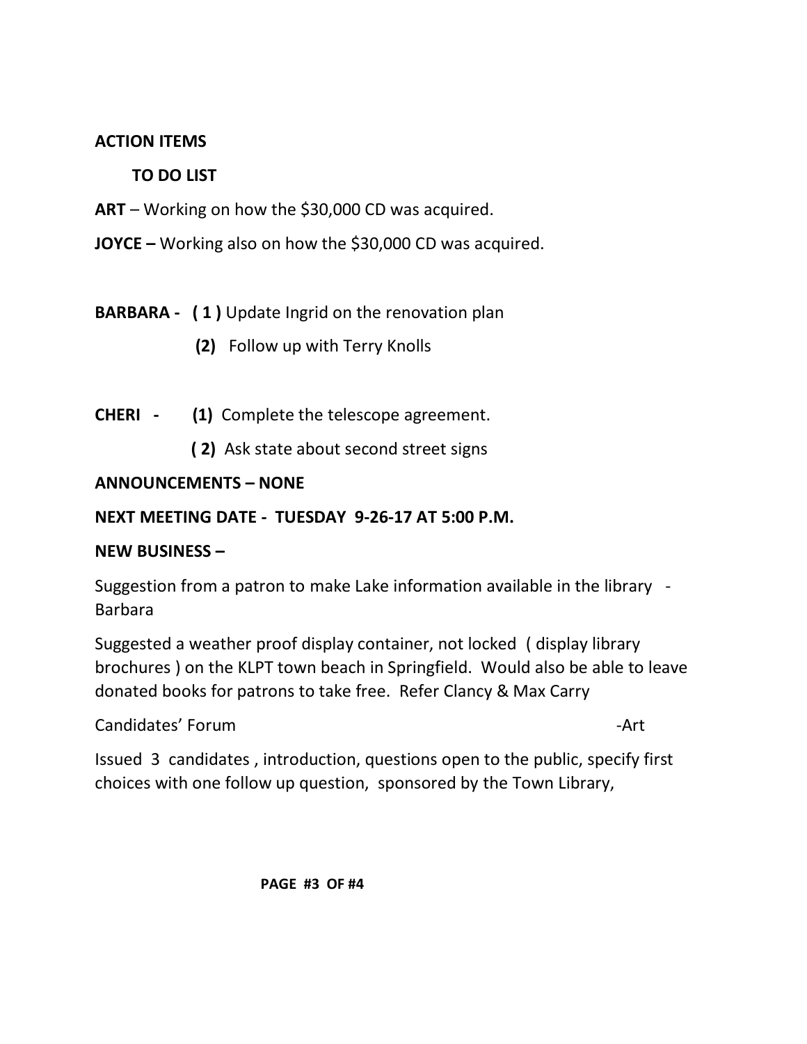**ACTION ITEMS**

**TO DO LIST**

**ART** – Working on how the $30,000 CD was acquired.

**JOYCE –** Working also on how the $30,000 CD was acquired.

**BARBARA - ( 1 )** Update Ingrid on the renovation plan

**(2)** Follow up with Terry Knolls

**CHERI - (1)** Complete the telescope agreement.

**( 2)** Ask state about second street signs

**ANNOUNCEMENTS – NONE**

**NEXT MEETING DATE - TUESDAY 9-26-17 AT 5:00 P.M.**

**NEW BUSINESS –**

Suggestion from a patron to make Lake information available in the library - Barbara

Suggested a weather proof display container, not locked ( display library brochures ) on the KLPT town beach in Springfield. Would also be able to leave donated books for patrons to take free. Refer Clancy & Max Carry

Candidates' Forum -Art

Issued 3 candidates , introduction, questions open to the public, specify first choices with one follow up question, sponsored by the Town Library,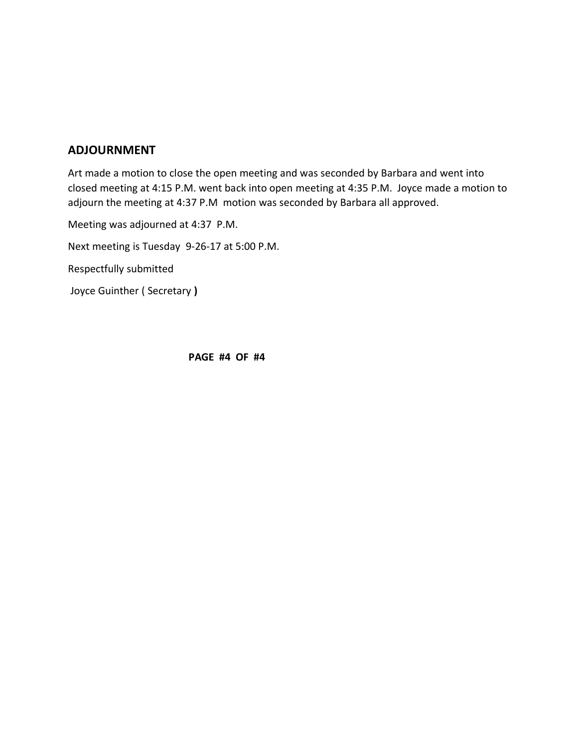## ADJOURNMENT

Art made a motion to close the open meeting and was seconded by Barbara and went into closed meeting at 4:15 P.M. went back into open meeting at 4:35 P.M. Joyce made a motion to adjourn the meeting at 4:37 P.M motion was seconded by Barbara all approved.

Meeting was adjourned at 4:37 P.M.

Next meeting is Tuesday 9-26-17 at 5:00 P.M.

Respectfully submitted

Joyce Guinther ( Secretary **)**